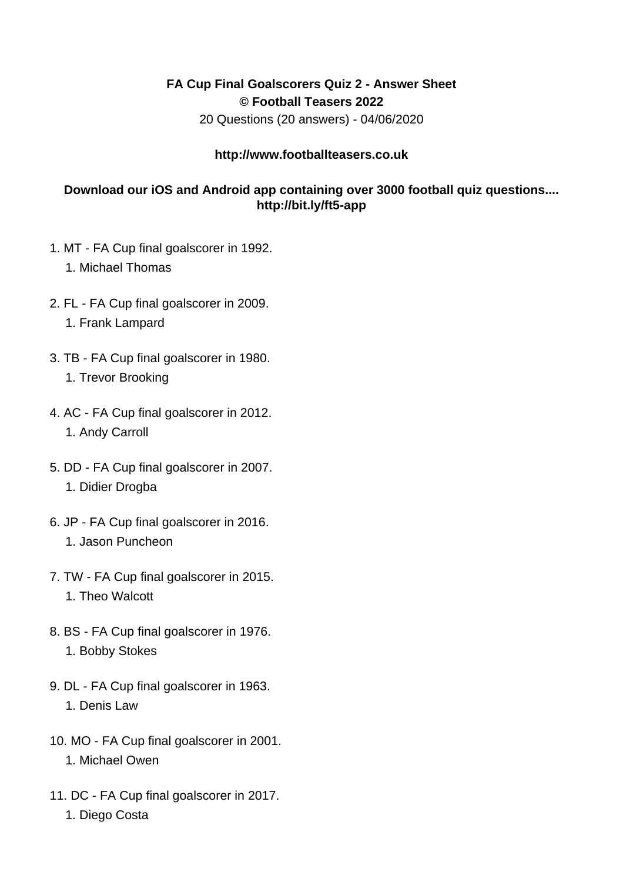**FA Cup Final Goalscorers Quiz 2 - Answer Sheet**
**© Football Teasers 2022**
20 Questions (20 answers) - 04/06/2020

**http://www.footballteasers.co.uk**

**Download our iOS and Android app containing over 3000 football quiz questions.... http://bit.ly/ft5-app**

1. MT - FA Cup final goalscorer in 1992.
   1. Michael Thomas

2. FL - FA Cup final goalscorer in 2009.
   1. Frank Lampard

3. TB - FA Cup final goalscorer in 1980.
   1. Trevor Brooking

4. AC - FA Cup final goalscorer in 2012.
   1. Andy Carroll

5. DD - FA Cup final goalscorer in 2007.
   1. Didier Drogba

6. JP - FA Cup final goalscorer in 2016.
   1. Jason Puncheon

7. TW - FA Cup final goalscorer in 2015.
   1. Theo Walcott

8. BS - FA Cup final goalscorer in 1976.
   1. Bobby Stokes

9. DL - FA Cup final goalscorer in 1963.
   1. Denis Law

10. MO - FA Cup final goalscorer in 2001.
    1. Michael Owen

11. DC - FA Cup final goalscorer in 2017.
    1. Diego Costa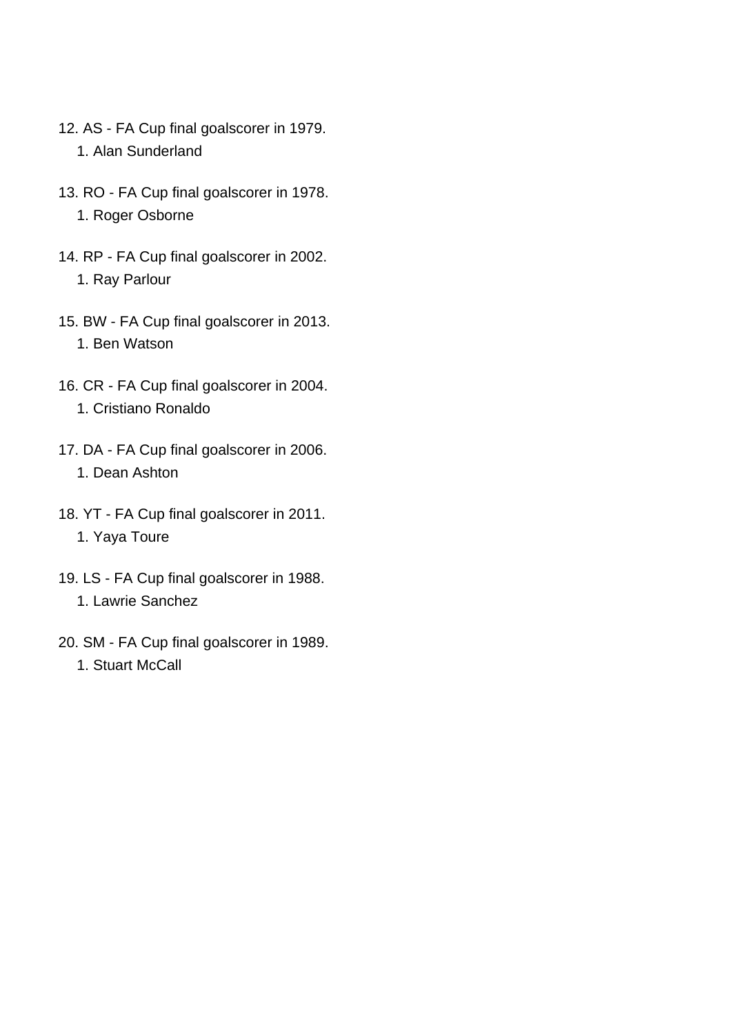12. AS - FA Cup final goalscorer in 1979.
    1. Alan Sunderland

13. RO - FA Cup final goalscorer in 1978.
    1. Roger Osborne

14. RP - FA Cup final goalscorer in 2002.
    1. Ray Parlour

15. BW - FA Cup final goalscorer in 2013.
    1. Ben Watson

16. CR - FA Cup final goalscorer in 2004.
    1. Cristiano Ronaldo

17. DA - FA Cup final goalscorer in 2006.
    1. Dean Ashton

18. YT - FA Cup final goalscorer in 2011.
    1. Yaya Toure

19. LS - FA Cup final goalscorer in 1988.
    1. Lawrie Sanchez

20. SM - FA Cup final goalscorer in 1989.
    1. Stuart McCall